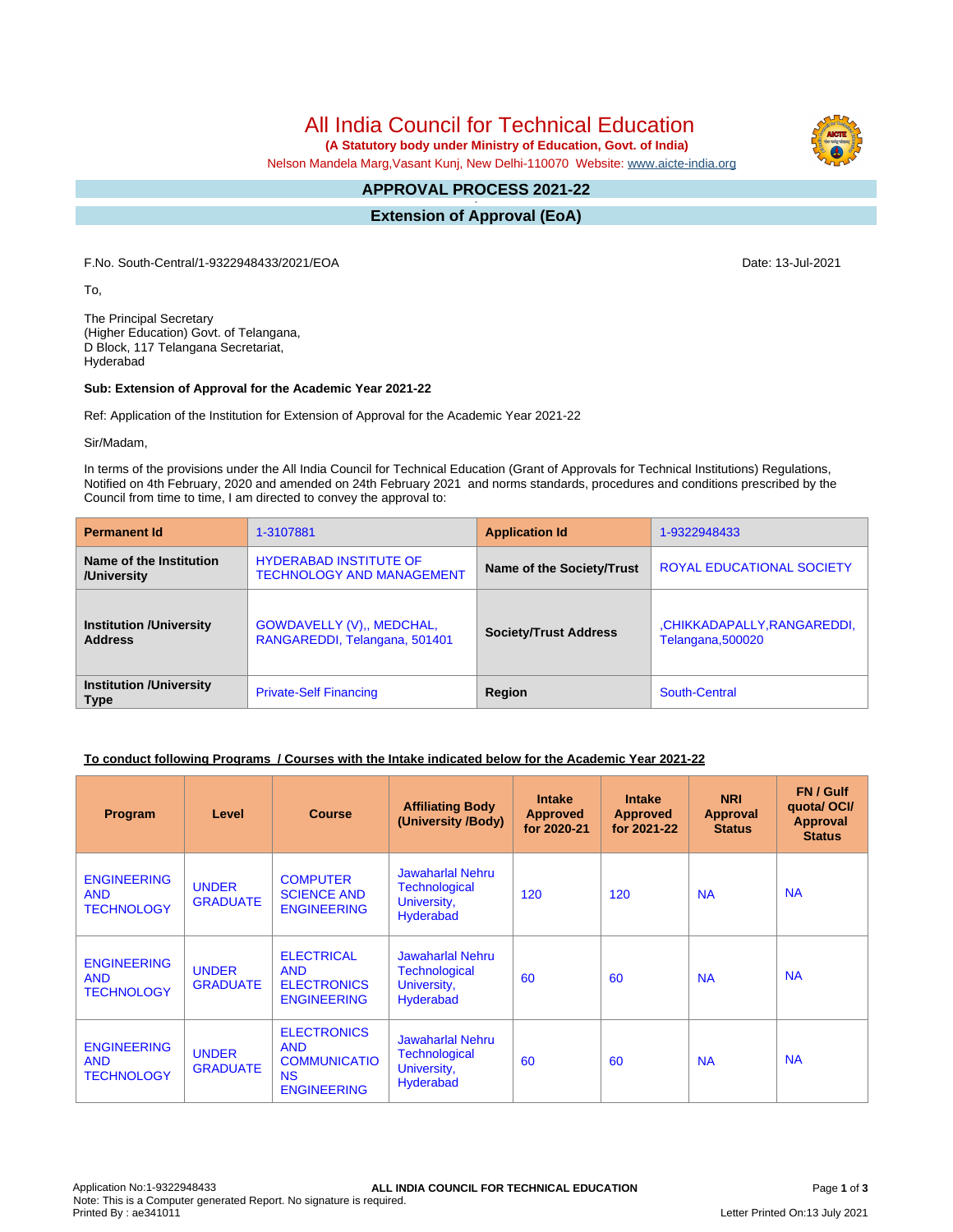# All India Council for Technical Education

**(A Statutory body under Ministry of Education, Govt. of India)**

Nelson Mandela Marg,Vasant Kunj, New Delhi-110070 Website: www.aicte-india.org

## APPROVAL PROCESS 2021-22

## Extension of Approval (EoA)

F.No. South-Central/1-9322948433/2021/EOA

Date: 13-Jul-2021

To,

The Principal Secretary
(Higher Education) Govt. of Telangana,
D Block, 117 Telangana Secretariat,
Hyderabad

**Sub: Extension of Approval for the Academic Year 2021-22**

Ref: Application of the Institution for Extension of Approval for the Academic Year 2021-22

Sir/Madam,

In terms of the provisions under the All India Council for Technical Education (Grant of Approvals for Technical Institutions) Regulations, Notified on 4th February, 2020 and amended on 24th February 2021 and norms standards, procedures and conditions prescribed by the Council from time to time, I am directed to convey the approval to:

| **Permanent Id** | 1-3107881 | **Application Id** | 1-9322948433 |
|---|---|---|---|
| **Name of the Institution /University** | HYDERABAD INSTITUTE OF TECHNOLOGY AND MANAGEMENT | **Name of the Society/Trust** | ROYAL EDUCATIONAL SOCIETY |
| **Institution /University Address** | GOWDAVELLY (V),, MEDCHAL, RANGAREDDI, Telangana, 501401 | **Society/Trust Address** | ,CHIKKADAPALLY,RANGAREDDI, Telangana,500020 |
| **Institution /University Type** | Private-Self Financing | **Region** | South-Central |

**To conduct following Programs / Courses with the Intake indicated below for the Academic Year 2021-22**

| Program | Level | Course | Affiliating Body (University /Body) | Intake Approved for 2020-21 | Intake Approved for 2021-22 | NRI Approval Status | FN / Gulf quota/ OCI/ Approval Status |
|---|---|---|---|---|---|---|---|
| ENGINEERING AND TECHNOLOGY | UNDER GRADUATE | COMPUTER SCIENCE AND ENGINEERING | Jawaharlal Nehru Technological University, Hyderabad | 120 | 120 | NA | NA |
| ENGINEERING AND TECHNOLOGY | UNDER GRADUATE | ELECTRICAL AND ELECTRONICS ENGINEERING | Jawaharlal Nehru Technological University, Hyderabad | 60 | 60 | NA | NA |
| ENGINEERING AND TECHNOLOGY | UNDER GRADUATE | ELECTRONICS AND COMMUNICATIONS ENGINEERING | Jawaharlal Nehru Technological University, Hyderabad | 60 | 60 | NA | NA |

Application No:1-9322948433
Note: This is a Computer generated Report. No signature is required.
Printed By : ae341011
Letter Printed On:13 July 2021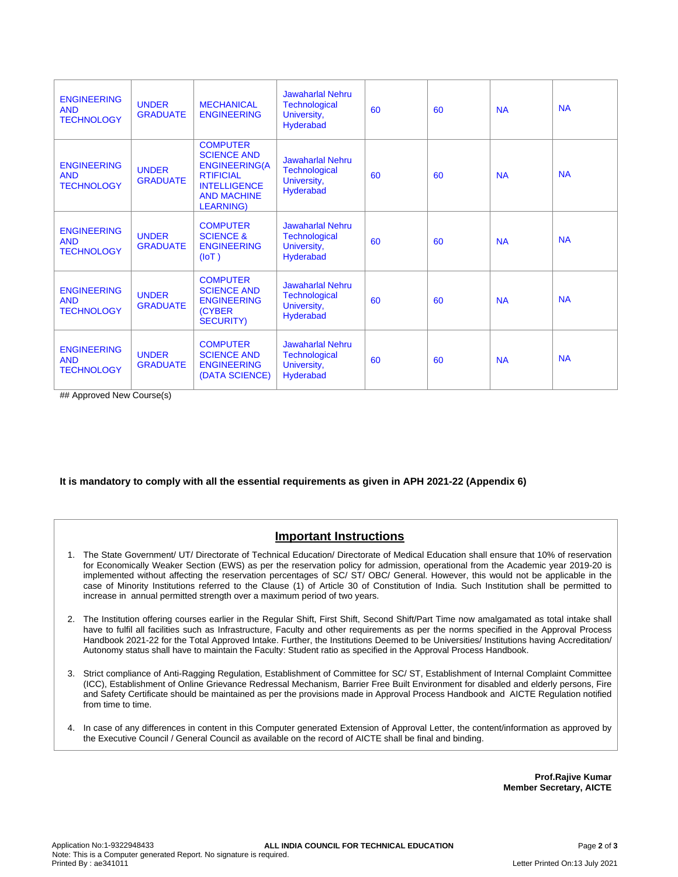| | | | | | | | |
|---|---|---|---|---|---|---|---|
| ENGINEERING AND TECHNOLOGY | UNDER GRADUATE | MECHANICAL ENGINEERING | Jawaharlal Nehru Technological University, Hyderabad | 60 | 60 | NA | NA |
| ENGINEERING AND TECHNOLOGY | UNDER GRADUATE | COMPUTER SCIENCE AND ENGINEERING(ARTIFICIAL INTELLIGENCE AND MACHINE LEARNING) | Jawaharlal Nehru Technological University, Hyderabad | 60 | 60 | NA | NA |
| ENGINEERING AND TECHNOLOGY | UNDER GRADUATE | COMPUTER SCIENCE & ENGINEERING (IoT ) | Jawaharlal Nehru Technological University, Hyderabad | 60 | 60 | NA | NA |
| ENGINEERING AND TECHNOLOGY | UNDER GRADUATE | COMPUTER SCIENCE AND ENGINEERING (CYBER SECURITY) | Jawaharlal Nehru Technological University, Hyderabad | 60 | 60 | NA | NA |
| ENGINEERING AND TECHNOLOGY | UNDER GRADUATE | COMPUTER SCIENCE AND ENGINEERING (DATA SCIENCE) | Jawaharlal Nehru Technological University, Hyderabad | 60 | 60 | NA | NA |

## Approved New Course(s)

**It is mandatory to comply with all the essential requirements as given in APH 2021-22 (Appendix 6)**

## Important Instructions

1. The State Government/ UT/ Directorate of Technical Education/ Directorate of Medical Education shall ensure that 10% of reservation for Economically Weaker Section (EWS) as per the reservation policy for admission, operational from the Academic year 2019-20 is implemented without affecting the reservation percentages of SC/ ST/ OBC/ General. However, this would not be applicable in the case of Minority Institutions referred to the Clause (1) of Article 30 of Constitution of India. Such Institution shall be permitted to increase in annual permitted strength over a maximum period of two years.
2. The Institution offering courses earlier in the Regular Shift, First Shift, Second Shift/Part Time now amalgamated as total intake shall have to fulfil all facilities such as Infrastructure, Faculty and other requirements as per the norms specified in the Approval Process Handbook 2021-22 for the Total Approved Intake. Further, the Institutions Deemed to be Universities/ Institutions having Accreditation/ Autonomy status shall have to maintain the Faculty: Student ratio as specified in the Approval Process Handbook.
3. Strict compliance of Anti-Ragging Regulation, Establishment of Committee for SC/ ST, Establishment of Internal Complaint Committee (ICC), Establishment of Online Grievance Redressal Mechanism, Barrier Free Built Environment for disabled and elderly persons, Fire and Safety Certificate should be maintained as per the provisions made in Approval Process Handbook and AICTE Regulation notified from time to time.
4. In case of any differences in content in this Computer generated Extension of Approval Letter, the content/information as approved by the Executive Council / General Council as available on the record of AICTE shall be final and binding.

**Prof.Rajive Kumar**
**Member Secretary, AICTE**

Application No:1-9322948433
Note: This is a Computer generated Report. No signature is required.
Printed By : ae341011

Letter Printed On:13 July 2021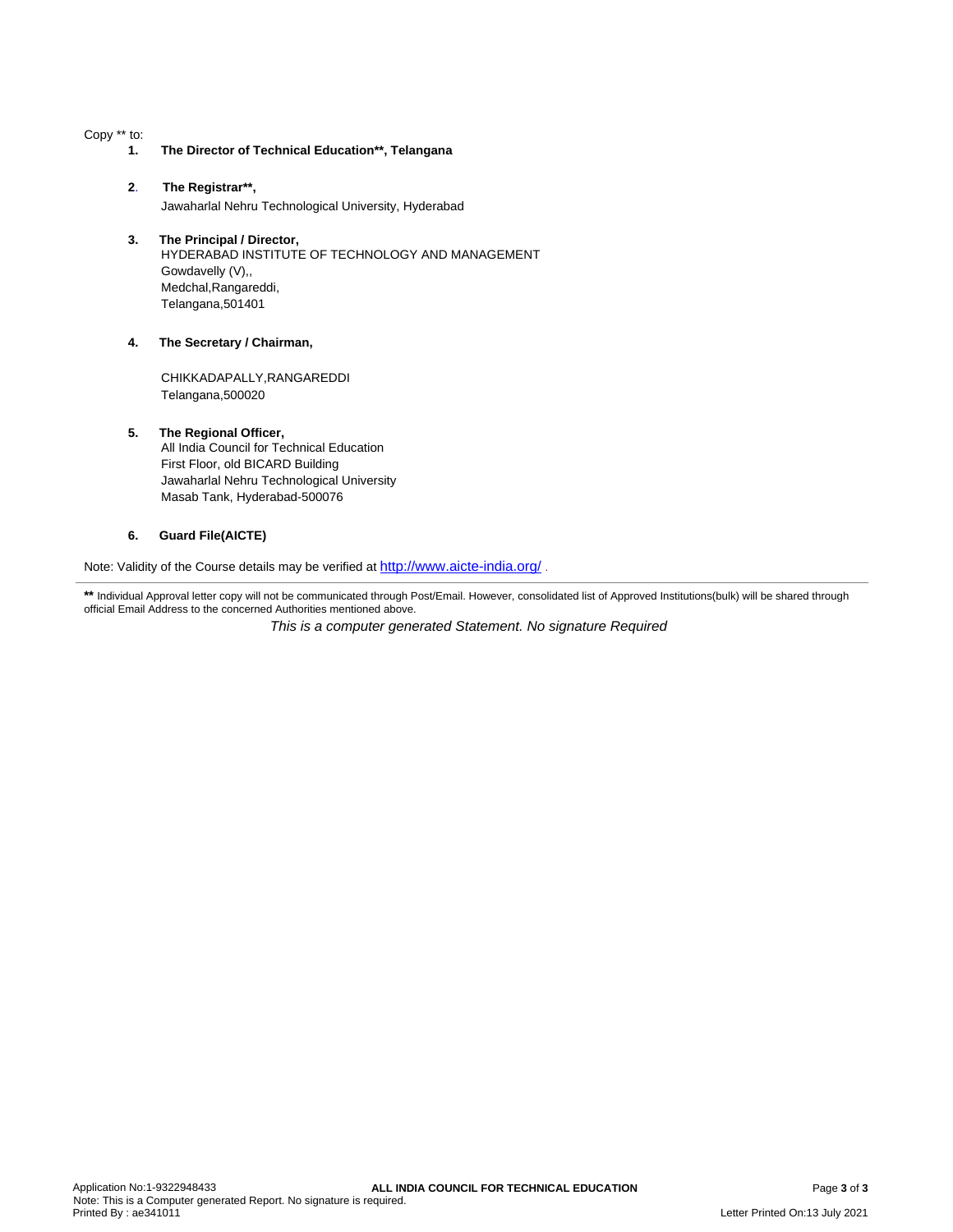Copy ** to:

1. **The Director of Technical Education**, Telangana**

2. **The Registrar**,**
   Jawaharlal Nehru Technological University, Hyderabad

3. **The Principal / Director,**
   HYDERABAD INSTITUTE OF TECHNOLOGY AND MANAGEMENT
   Gowdavelly (V),,
   Medchal,Rangareddi,
   Telangana,501401

4. **The Secretary / Chairman,**

   CHIKKADAPALLY,RANGAREDDI
   Telangana,500020

5. **The Regional Officer,**
   All India Council for Technical Education
   First Floor, old BICARD Building
   Jawaharlal Nehru Technological University
   Masab Tank, Hyderabad-500076

6. **Guard File(AICTE)**

Note: Validity of the Course details may be verified at http://www.aicte-india.org/ .

---

**** Individual Approval letter copy will not be communicated through Post/Email. However, consolidated list of Approved Institutions(bulk) will be shared through official Email Address to the concerned Authorities mentioned above.

*This is a computer generated Statement. No signature Required*

Application No:1-9322948433
Note: This is a Computer generated Report. No signature is required.
Printed By : ae341011

**ALL INDIA COUNCIL FOR TECHNICAL EDUCATION**

Letter Printed On:13 July 2021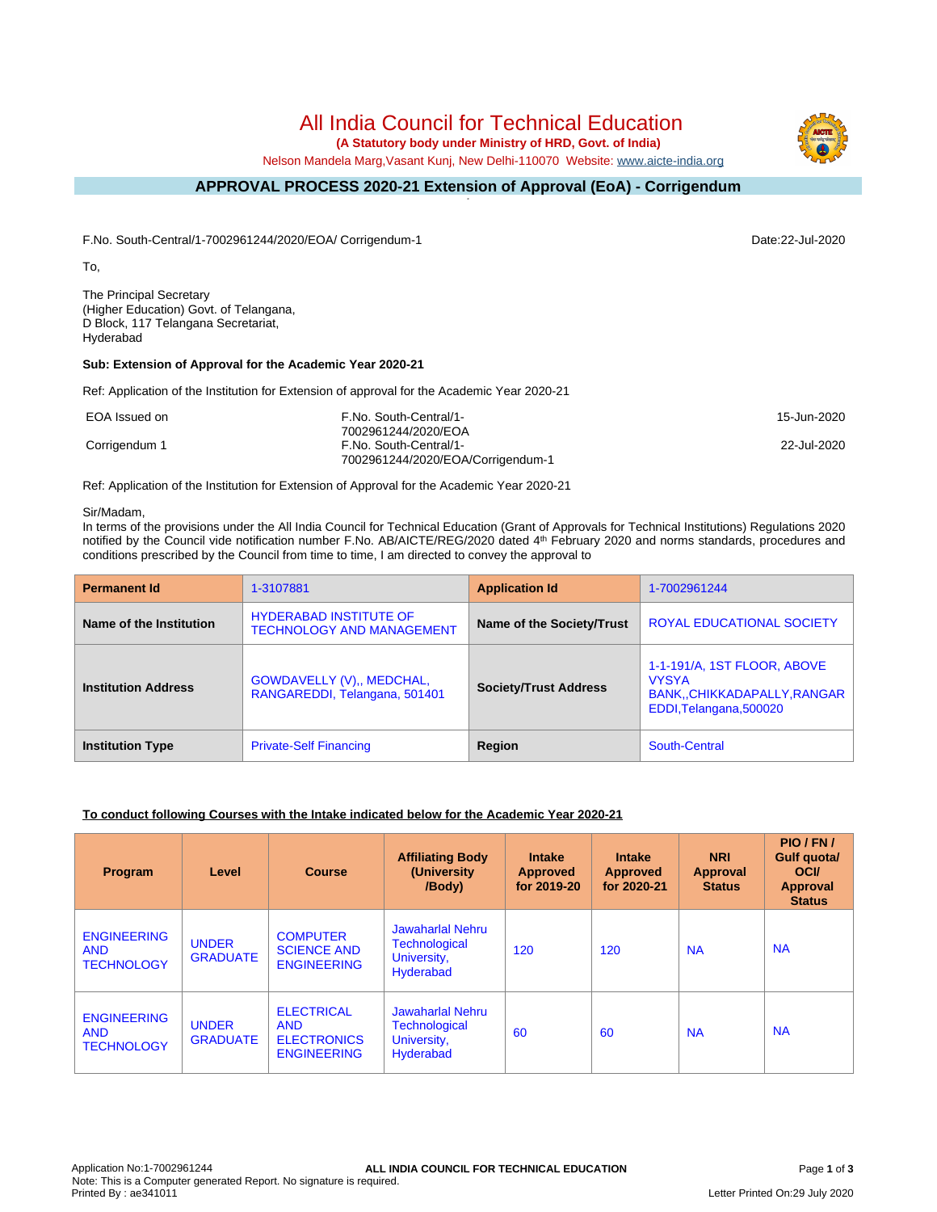# All India Council for Technical Education

**(A Statutory body under Ministry of HRD, Govt. of India)**

Nelson Mandela Marg,Vasant Kunj, New Delhi-110070 Website: www.aicte-india.org

## APPROVAL PROCESS 2020-21 Extension of Approval (EoA) - Corrigendum

F.No. South-Central/1-7002961244/2020/EOA/ Corrigendum-1 Date:22-Jul-2020

To,

The Principal Secretary
(Higher Education) Govt. of Telangana,
D Block, 117 Telangana Secretariat,
Hyderabad

**Sub: Extension of Approval for the Academic Year 2020-21**

Ref: Application of the Institution for Extension of approval for the Academic Year 2020-21

| | | |
|---|---|---|
| EOA Issued on | F.No. South-Central/1-7002961244/2020/EOA | 15-Jun-2020 |
| Corrigendum 1 | F.No. South-Central/1-7002961244/2020/EOA/Corrigendum-1 | 22-Jul-2020 |

Ref: Application of the Institution for Extension of Approval for the Academic Year 2020-21

Sir/Madam,

In terms of the provisions under the All India Council for Technical Education (Grant of Approvals for Technical Institutions) Regulations 2020 notified by the Council vide notification number F.No. AB/AICTE/REG/2020 dated 4th February 2020 and norms standards, procedures and conditions prescribed by the Council from time to time, I am directed to convey the approval to

| **Permanent Id** | 1-3107881 | **Application Id** | 1-7002961244 |
|---|---|---|---|
| **Name of the Institution** | HYDERABAD INSTITUTE OF TECHNOLOGY AND MANAGEMENT | **Name of the Society/Trust** | ROYAL EDUCATIONAL SOCIETY |
| **Institution Address** | GOWDAVELLY (V),, MEDCHAL, RANGAREDDI, Telangana, 501401 | **Society/Trust Address** | 1-1-191/A, 1ST FLOOR, ABOVE VYSYA BANK,,CHIKKADAPALLY,RANGAREDDI,Telangana,500020 |
| **Institution Type** | Private-Self Financing | **Region** | South-Central |

**To conduct following Courses with the Intake indicated below for the Academic Year 2020-21**

| Program | Level | Course | Affiliating Body (University /Body) | Intake Approved for 2019-20 | Intake Approved for 2020-21 | NRI Approval Status | PIO / FN / Gulf quota/ OCI/ Approval Status |
|---|---|---|---|---|---|---|---|
| ENGINEERING AND TECHNOLOGY | UNDER GRADUATE | COMPUTER SCIENCE AND ENGINEERING | Jawaharlal Nehru Technological University, Hyderabad | 120 | 120 | NA | NA |
| ENGINEERING AND TECHNOLOGY | UNDER GRADUATE | ELECTRICAL AND ELECTRONICS ENGINEERING | Jawaharlal Nehru Technological University, Hyderabad | 60 | 60 | NA | NA |

Application No:1-7002961244
Note: This is a Computer generated Report. No signature is required.
Printed By : ae341011
Letter Printed On:29 July 2020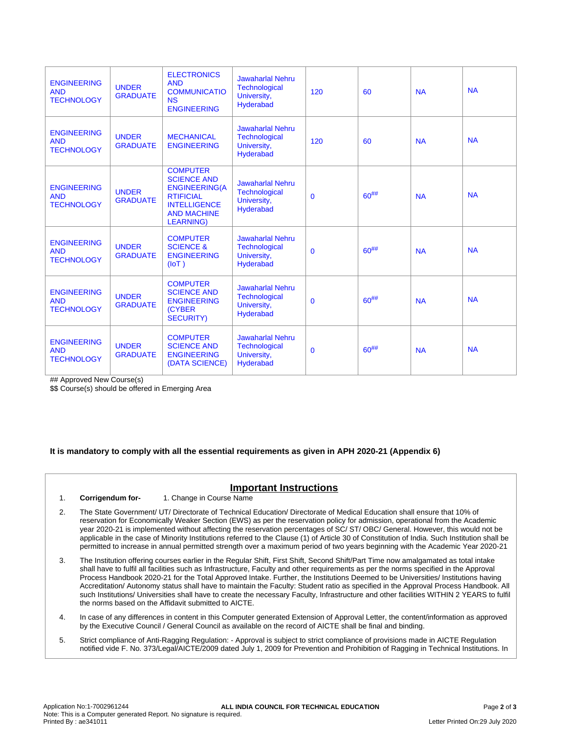| ENGINEERING AND TECHNOLOGY | UNDER GRADUATE | ELECTRONICS AND COMMUNICATIONS ENGINEERING | Jawaharlal Nehru Technological University, Hyderabad | 120 | 60 | NA | NA |
|---|---|---|---|---|---|---|---|
| ENGINEERING AND TECHNOLOGY | UNDER GRADUATE | MECHANICAL ENGINEERING | Jawaharlal Nehru Technological University, Hyderabad | 120 | 60 | NA | NA |
| ENGINEERING AND TECHNOLOGY | UNDER GRADUATE | COMPUTER SCIENCE AND ENGINEERING(ARTIFICIAL INTELLIGENCE AND MACHINE LEARNING) | Jawaharlal Nehru Technological University, Hyderabad | 0 | 60## | NA | NA |
| ENGINEERING AND TECHNOLOGY | UNDER GRADUATE | COMPUTER SCIENCE & ENGINEERING (IoT ) | Jawaharlal Nehru Technological University, Hyderabad | 0 | 60## | NA | NA |
| ENGINEERING AND TECHNOLOGY | UNDER GRADUATE | COMPUTER SCIENCE AND ENGINEERING (CYBER SECURITY) | Jawaharlal Nehru Technological University, Hyderabad | 0 | 60## | NA | NA |
| ENGINEERING AND TECHNOLOGY | UNDER GRADUATE | COMPUTER SCIENCE AND ENGINEERING (DATA SCIENCE) | Jawaharlal Nehru Technological University, Hyderabad | 0 | 60## | NA | NA |

## Approved New Course(s)

$$ Course(s) should be offered in Emerging Area

**It is mandatory to comply with all the essential requirements as given in APH 2020-21 (Appendix 6)**

## Important Instructions

1. **Corrigendum for-** 1. Change in Course Name
2. The State Government/ UT/ Directorate of Technical Education/ Directorate of Medical Education shall ensure that 10% of reservation for Economically Weaker Section (EWS) as per the reservation policy for admission, operational from the Academic year 2020-21 is implemented without affecting the reservation percentages of SC/ ST/ OBC/ General. However, this would not be applicable in the case of Minority Institutions referred to the Clause (1) of Article 30 of Constitution of India. Such Institution shall be permitted to increase in annual permitted strength over a maximum period of two years beginning with the Academic Year 2020-21
3. The Institution offering courses earlier in the Regular Shift, First Shift, Second Shift/Part Time now amalgamated as total intake shall have to fulfil all facilities such as Infrastructure, Faculty and other requirements as per the norms specified in the Approval Process Handbook 2020-21 for the Total Approved Intake. Further, the Institutions Deemed to be Universities/ Institutions having Accreditation/ Autonomy status shall have to maintain the Faculty: Student ratio as specified in the Approval Process Handbook. All such Institutions/ Universities shall have to create the necessary Faculty, Infrastructure and other facilities WITHIN 2 YEARS to fulfil the norms based on the Affidavit submitted to AICTE.
4. In case of any differences in content in this Computer generated Extension of Approval Letter, the content/information as approved by the Executive Council / General Council as available on the record of AICTE shall be final and binding.
5. Strict compliance of Anti-Ragging Regulation: - Approval is subject to strict compliance of provisions made in AICTE Regulation notified vide F. No. 373/Legal/AICTE/2009 dated July 1, 2009 for Prevention and Prohibition of Ragging in Technical Institutions. In

Application No:1-7002961244
Note: This is a Computer generated Report. No signature is required.
Printed By : ae341011

ALL INDIA COUNCIL FOR TECHNICAL EDUCATION

Letter Printed On:29 July 2020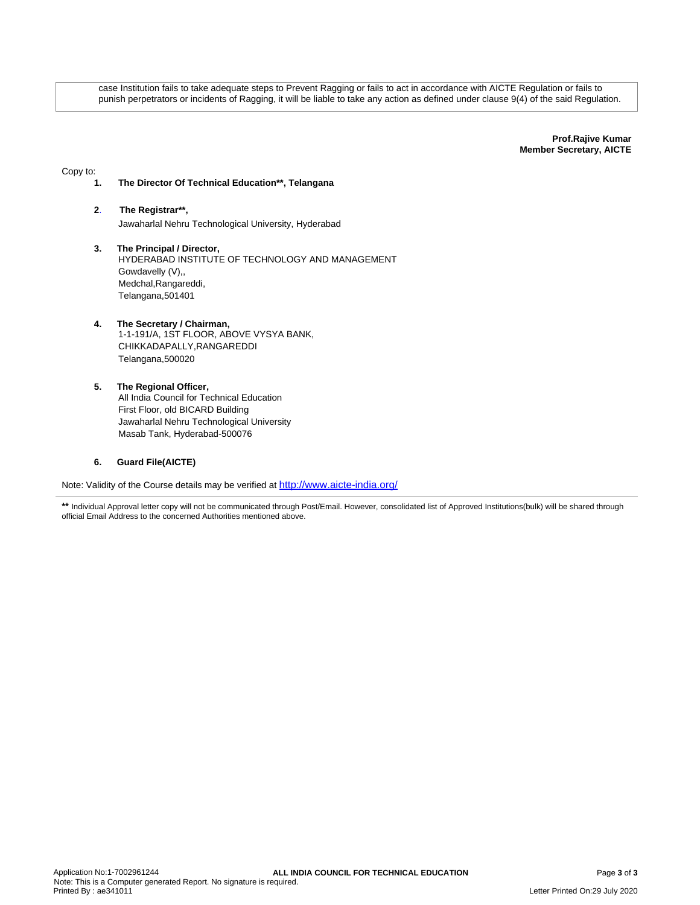case Institution fails to take adequate steps to Prevent Ragging or fails to act in accordance with AICTE Regulation or fails to punish perpetrators or incidents of Ragging, it will be liable to take any action as defined under clause 9(4) of the said Regulation.

**Prof.Rajive Kumar**
**Member Secretary, AICTE**

Copy to:

1. **The Director Of Technical Education\*\*, Telangana**

2. **The Registrar\*\*,**
   Jawaharlal Nehru Technological University, Hyderabad

3. **The Principal / Director,**
   HYDERABAD INSTITUTE OF TECHNOLOGY AND MANAGEMENT
   Gowdavelly (V),,
   Medchal,Rangareddi,
   Telangana,501401

4. **The Secretary / Chairman,**
   1-1-191/A, 1ST FLOOR, ABOVE VYSYA BANK,
   CHIKKADAPALLY,RANGAREDDI
   Telangana,500020

5. **The Regional Officer,**
   All India Council for Technical Education
   First Floor, old BICARD Building
   Jawaharlal Nehru Technological University
   Masab Tank, Hyderabad-500076

6. **Guard File(AICTE)**

Note: Validity of the Course details may be verified at http://www.aicte-india.org/

**\*\*** Individual Approval letter copy will not be communicated through Post/Email. However, consolidated list of Approved Institutions(bulk) will be shared through official Email Address to the concerned Authorities mentioned above.

Application No:1-7002961244
Note: This is a Computer generated Report. No signature is required.
Printed By : ae341011

Letter Printed On:29 July 2020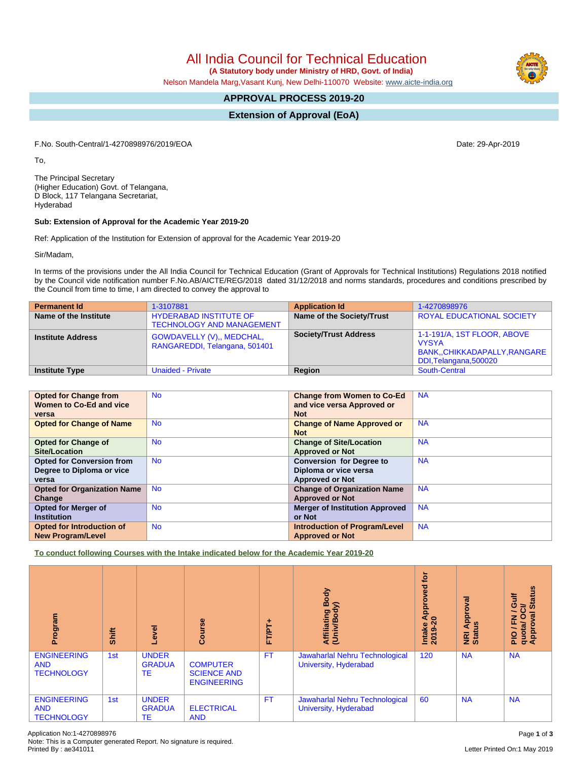# All India Council for Technical Education

**(A Statutory body under Ministry of HRD, Govt. of India)**

Nelson Mandela Marg,Vasant Kunj, New Delhi-110070 Website: www.aicte-india.org

## APPROVAL PROCESS 2019-20

## Extension of Approval (EoA)

F.No. South-Central/1-4270898976/2019/EOA

Date: 29-Apr-2019

To,

The Principal Secretary
(Higher Education) Govt. of Telangana,
D Block, 117 Telangana Secretariat,
Hyderabad

**Sub: Extension of Approval for the Academic Year 2019-20**

Ref: Application of the Institution for Extension of approval for the Academic Year 2019-20

Sir/Madam,

In terms of the provisions under the All India Council for Technical Education (Grant of Approvals for Technical Institutions) Regulations 2018 notified by the Council vide notification number F.No.AB/AICTE/REG/2018 dated 31/12/2018 and norms standards, procedures and conditions prescribed by the Council from time to time, I am directed to convey the approval to

| **Permanent Id** | 1-3107881 | **Application Id** | 1-4270898976 |
|---|---|---|---|
| **Name of the Institute** | HYDERABAD INSTITUTE OF TECHNOLOGY AND MANAGEMENT | **Name of the Society/Trust** | ROYAL EDUCATIONAL SOCIETY |
| **Institute Address** | GOWDAVELLY (V),, MEDCHAL, RANGAREDDI, Telangana, 501401 | **Society/Trust Address** | 1-1-191/A, 1ST FLOOR, ABOVE VYSYA BANK,,CHIKKADAPALLY,RANGAREDDI,Telangana,500020 |
| **Institute Type** | Unaided - Private | **Region** | South-Central |

| **Opted for Change from Women to Co-Ed and vice versa** | No | **Change from Women to Co-Ed and vice versa Approved or Not** | NA |
|---|---|---|---|
| **Opted for Change of Name** | No | **Change of Name Approved or Not** | NA |
| **Opted for Change of Site/Location** | No | **Change of Site/Location Approved or Not** | NA |
| **Opted for Conversion from Degree to Diploma or vice versa** | No | **Conversion for Degree to Diploma or vice versa Approved or Not** | NA |
| **Opted for Organization Name Change** | No | **Change of Organization Name Approved or Not** | NA |
| **Opted for Merger of Institution** | No | **Merger of Institution Approved or Not** | NA |
| **Opted for Introduction of New Program/Level** | No | **Introduction of Program/Level Approved or Not** | NA |

**To conduct following Courses with the Intake indicated below for the Academic Year 2019-20**

| Program | Shift | Level | Course | FT/PT+ | Affiliating Body (Univ/Body) | Intake Approved for 2019-20 | NRI Approval Status | PIO / FN / Gulf quota/ OCI/ Approval Status |
|---|---|---|---|---|---|---|---|---|
| ENGINEERING AND TECHNOLOGY | 1st | UNDER GRADUATE | COMPUTER SCIENCE AND ENGINEERING | FT | Jawaharlal Nehru Technological University, Hyderabad | 120 | NA | NA |
| ENGINEERING AND TECHNOLOGY | 1st | UNDER GRADUATE | ELECTRICAL AND | FT | Jawaharlal Nehru Technological University, Hyderabad | 60 | NA | NA |

Application No:1-4270898976
Note: This is a Computer generated Report. No signature is required.
Printed By : ae341011

Letter Printed On:1 May 2019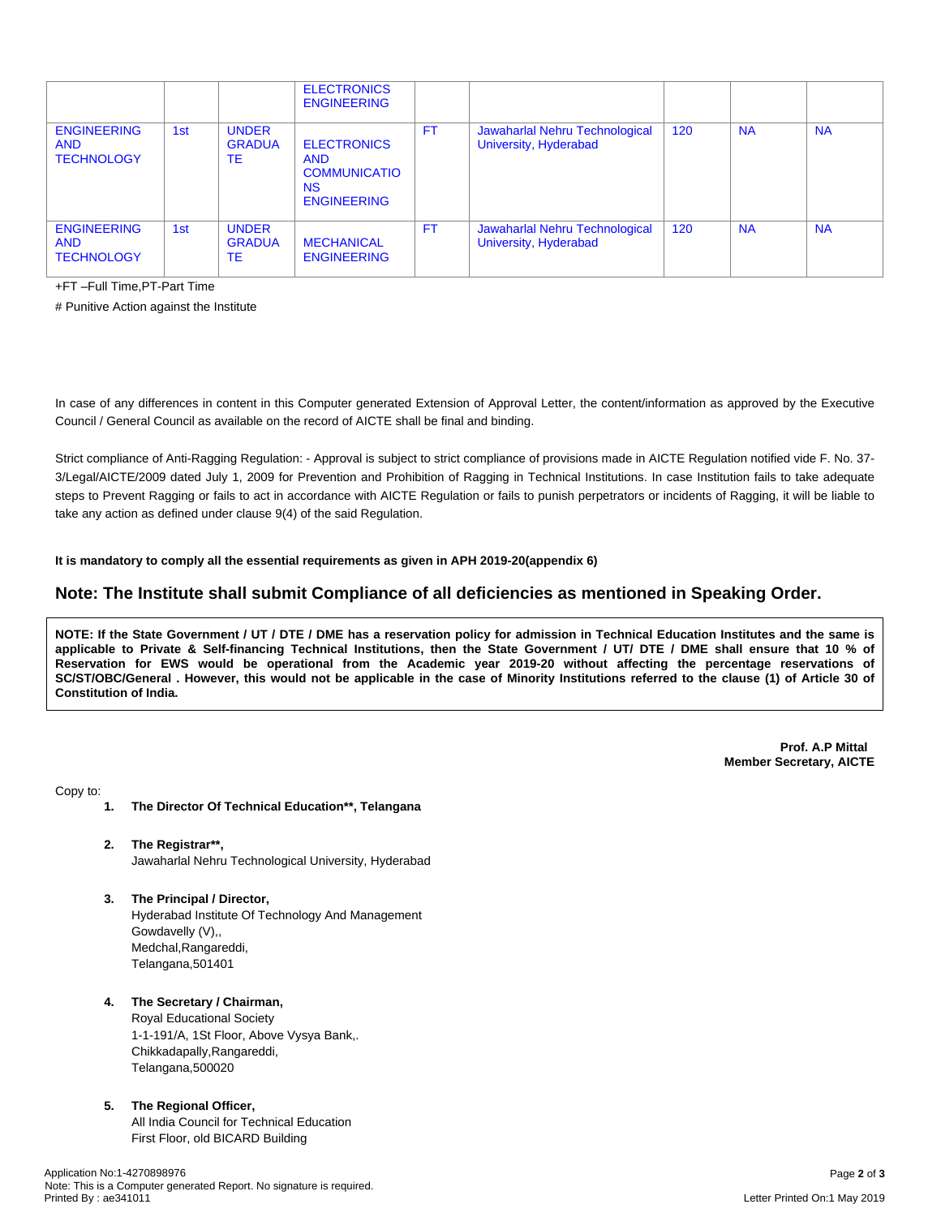| | | | ELECTRONICS ENGINEERING | | | | | |
|---|---|---|---|---|---|---|---|---|
| ENGINEERING AND TECHNOLOGY | 1st | UNDER GRADUATE | ELECTRONICS AND COMMUNICATIONS ENGINEERING | FT | Jawaharlal Nehru Technological University, Hyderabad | 120 | NA | NA |
| ENGINEERING AND TECHNOLOGY | 1st | UNDER GRADUATE | MECHANICAL ENGINEERING | FT | Jawaharlal Nehru Technological University, Hyderabad | 120 | NA | NA |

+FT –Full Time,PT-Part Time

# Punitive Action against the Institute

In case of any differences in content in this Computer generated Extension of Approval Letter, the content/information as approved by the Executive Council / General Council as available on the record of AICTE shall be final and binding.

Strict compliance of Anti-Ragging Regulation: - Approval is subject to strict compliance of provisions made in AICTE Regulation notified vide F. No. 37-3/Legal/AICTE/2009 dated July 1, 2009 for Prevention and Prohibition of Ragging in Technical Institutions. In case Institution fails to take adequate steps to Prevent Ragging or fails to act in accordance with AICTE Regulation or fails to punish perpetrators or incidents of Ragging, it will be liable to take any action as defined under clause 9(4) of the said Regulation.

**It is mandatory to comply all the essential requirements as given in APH 2019-20(appendix 6)**

## Note: The Institute shall submit Compliance of all deficiencies as mentioned in Speaking Order.

**NOTE: If the State Government / UT / DTE / DME has a reservation policy for admission in Technical Education Institutes and the same is applicable to Private & Self-financing Technical Institutions, then the State Government / UT/ DTE / DME shall ensure that 10 % of Reservation for EWS would be operational from the Academic year 2019-20 without affecting the percentage reservations of SC/ST/OBC/General . However, this would not be applicable in the case of Minority Institutions referred to the clause (1) of Article 30 of Constitution of India.**

**Prof. A.P Mittal**
**Member Secretary, AICTE**

Copy to:

1. **The Director Of Technical Education\*\*, Telangana**

2. **The Registrar\*\*,**
   Jawaharlal Nehru Technological University, Hyderabad

3. **The Principal / Director,**
   Hyderabad Institute Of Technology And Management
   Gowdavelly (V),,
   Medchal,Rangareddi,
   Telangana,501401

4. **The Secretary / Chairman,**
   Royal Educational Society
   1-1-191/A, 1St Floor, Above Vysya Bank,.
   Chikkadapally,Rangareddi,
   Telangana,500020

5. **The Regional Officer,**
   All India Council for Technical Education
   First Floor, old BICARD Building

Application No:1-4270898976
Note: This is a Computer generated Report. No signature is required.
Printed By : ae341011

Letter Printed On:1 May 2019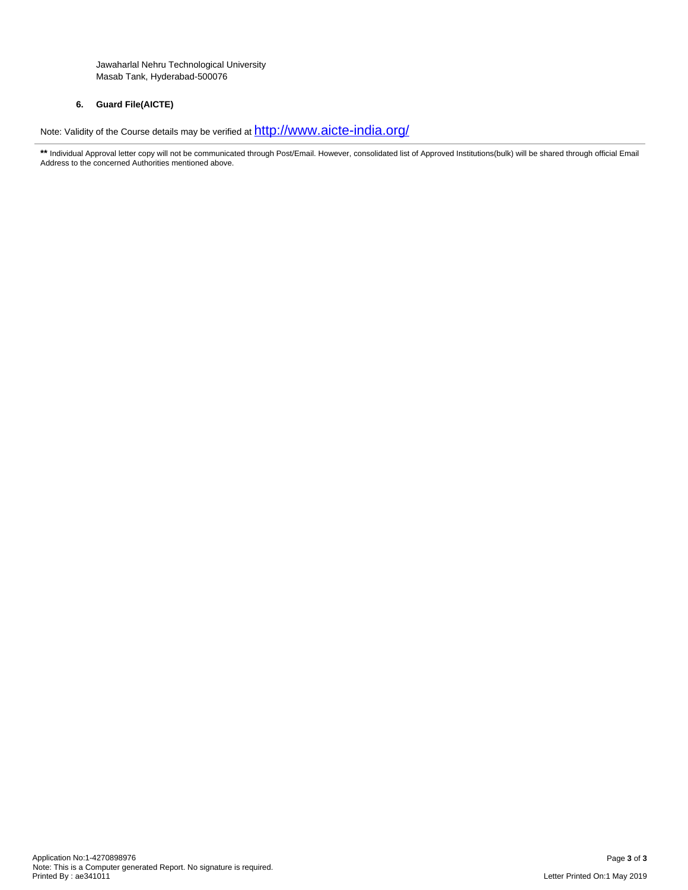Jawaharlal Nehru Technological University
Masab Tank, Hyderabad-500076

6. **Guard File(AICTE)**

Note: Validity of the Course details may be verified at [http://www.aicte-india.org/](http://www.aicte-india.org/)

---

**\*\*** Individual Approval letter copy will not be communicated through Post/Email. However, consolidated list of Approved Institutions(bulk) will be shared through official Email Address to the concerned Authorities mentioned above.

Application No:1-4270898976
Note: This is a Computer generated Report. No signature is required.
Printed By : ae341011

Letter Printed On:1 May 2019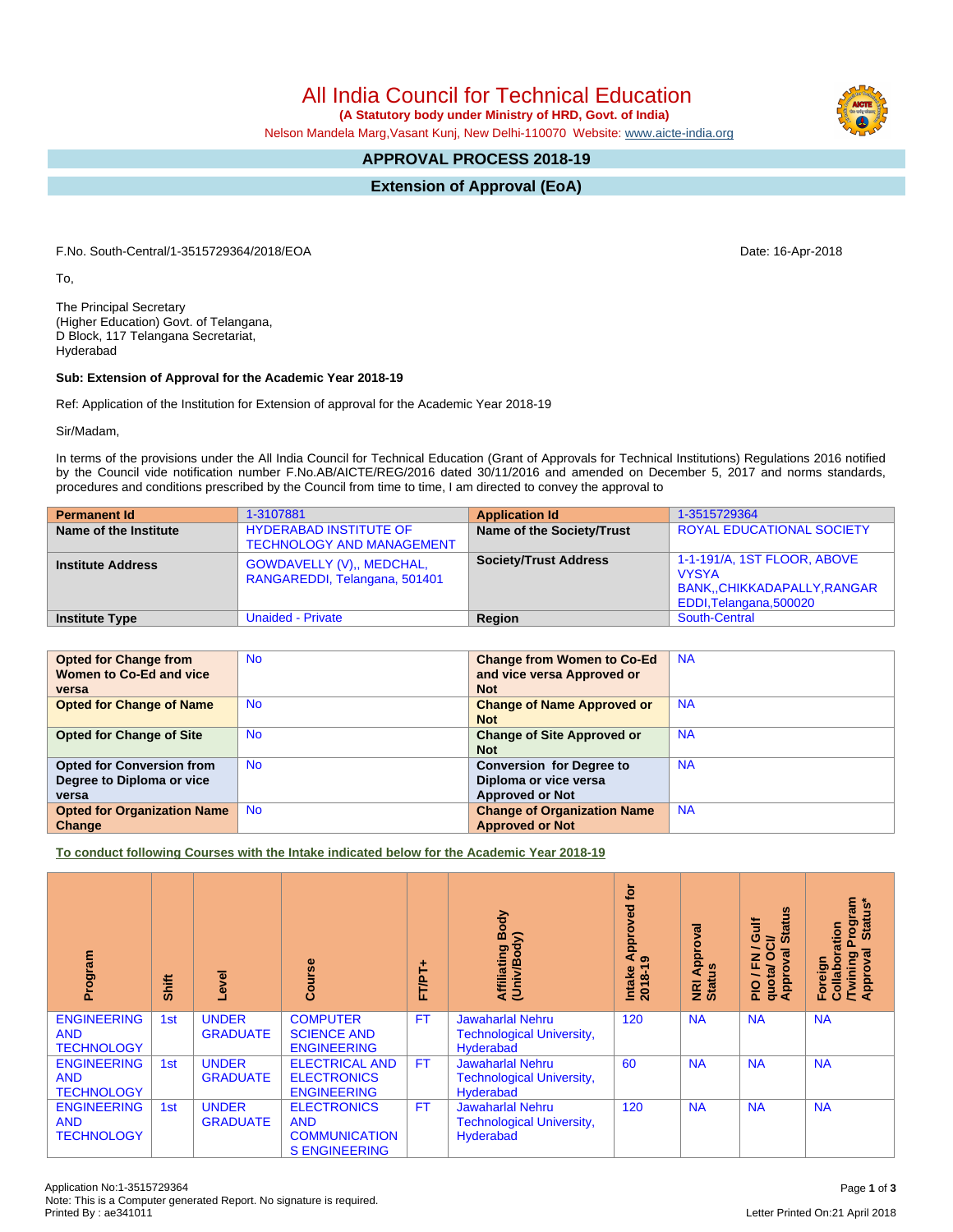# All India Council for Technical Education

**(A Statutory body under Ministry of HRD, Govt. of India)**

Nelson Mandela Marg,Vasant Kunj, New Delhi-110070 Website: www.aicte-india.org

## APPROVAL PROCESS 2018-19

## Extension of Approval (EoA)

F.No. South-Central/1-3515729364/2018/EOA

Date: 16-Apr-2018

To,

The Principal Secretary
(Higher Education) Govt. of Telangana,
D Block, 117 Telangana Secretariat,
Hyderabad

**Sub: Extension of Approval for the Academic Year 2018-19**

Ref: Application of the Institution for Extension of approval for the Academic Year 2018-19

Sir/Madam,

In terms of the provisions under the All India Council for Technical Education (Grant of Approvals for Technical Institutions) Regulations 2016 notified by the Council vide notification number F.No.AB/AICTE/REG/2016 dated 30/11/2016 and amended on December 5, 2017 and norms standards, procedures and conditions prescribed by the Council from time to time, I am directed to convey the approval to

| **Permanent Id** | 1-3107881 | **Application Id** | 1-3515729364 |
|---|---|---|---|
| **Name of the Institute** | HYDERABAD INSTITUTE OF TECHNOLOGY AND MANAGEMENT | **Name of the Society/Trust** | ROYAL EDUCATIONAL SOCIETY |
| **Institute Address** | GOWDAVELLY (V),, MEDCHAL, RANGAREDDI, Telangana, 501401 | **Society/Trust Address** | 1-1-191/A, 1ST FLOOR, ABOVE VYSYA BANK,,CHIKKADAPALLY,RANGAREDDI,Telangana,500020 |
| **Institute Type** | Unaided - Private | **Region** | South-Central |

| **Opted for Change from Women to Co-Ed and vice versa** | No | **Change from Women to Co-Ed and vice versa Approved or Not** | NA |
|---|---|---|---|
| **Opted for Change of Name** | No | **Change of Name Approved or Not** | NA |
| **Opted for Change of Site** | No | **Change of Site Approved or Not** | NA |
| **Opted for Conversion from Degree to Diploma or vice versa** | No | **Conversion for Degree to Diploma or vice versa Approved or Not** | NA |
| **Opted for Organization Name Change** | No | **Change of Organization Name Approved or Not** | NA |

**To conduct following Courses with the Intake indicated below for the Academic Year 2018-19**

| Program | Shift | Level | Course | FT/PT+ | Affiliating Body (Univ/Body) | Intake Approved for 2018-19 | NRI Approval Status | PIO / FN / Gulf quota/ OCI/ Approval Status | Foreign Collaboration /Twining Program Approval Status* |
|---|---|---|---|---|---|---|---|---|---|
| ENGINEERING AND TECHNOLOGY | 1st | UNDER GRADUATE | COMPUTER SCIENCE AND ENGINEERING | FT | Jawaharlal Nehru Technological University, Hyderabad | 120 | NA | NA | NA |
| ENGINEERING AND TECHNOLOGY | 1st | UNDER GRADUATE | ELECTRICAL AND ELECTRONICS ENGINEERING | FT | Jawaharlal Nehru Technological University, Hyderabad | 60 | NA | NA | NA |
| ENGINEERING AND TECHNOLOGY | 1st | UNDER GRADUATE | ELECTRONICS AND COMMUNICATION S ENGINEERING | FT | Jawaharlal Nehru Technological University, Hyderabad | 120 | NA | NA | NA |

Application No:1-3515729364
Note: This is a Computer generated Report. No signature is required.
Printed By : ae341011

Letter Printed On:21 April 2018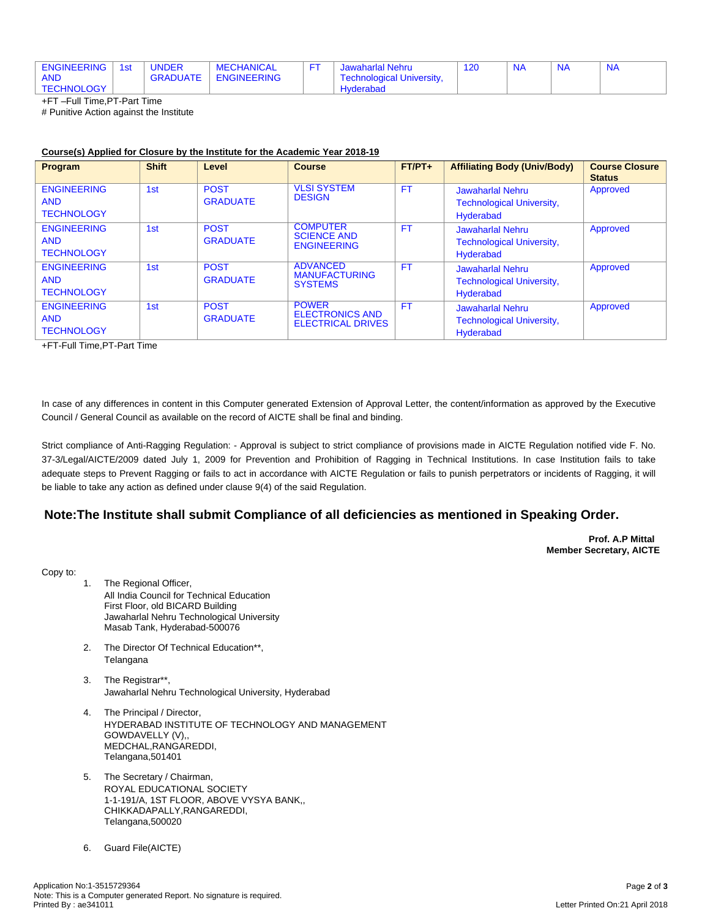| ENGINEERING AND TECHNOLOGY | 1st | UNDER GRADUATE | MECHANICAL ENGINEERING | FT | Jawaharlal Nehru Technological University, Hyderabad | 120 | NA | NA | NA |
|---|---|---|---|---|---|---|---|---|---|

+FT –Full Time,PT-Part Time
# Punitive Action against the Institute

**Course(s) Applied for Closure by the Institute for the Academic Year 2018-19**

| Program | Shift | Level | Course | FT/PT+ | Affiliating Body (Univ/Body) | Course Closure Status |
|---|---|---|---|---|---|---|
| ENGINEERING AND TECHNOLOGY | 1st | POST GRADUATE | VLSI SYSTEM DESIGN | FT | Jawaharlal Nehru Technological University, Hyderabad | Approved |
| ENGINEERING AND TECHNOLOGY | 1st | POST GRADUATE | COMPUTER SCIENCE AND ENGINEERING | FT | Jawaharlal Nehru Technological University, Hyderabad | Approved |
| ENGINEERING AND TECHNOLOGY | 1st | POST GRADUATE | ADVANCED MANUFACTURING SYSTEMS | FT | Jawaharlal Nehru Technological University, Hyderabad | Approved |
| ENGINEERING AND TECHNOLOGY | 1st | POST GRADUATE | POWER ELECTRONICS AND ELECTRICAL DRIVES | FT | Jawaharlal Nehru Technological University, Hyderabad | Approved |

+FT-Full Time,PT-Part Time

In case of any differences in content in this Computer generated Extension of Approval Letter, the content/information as approved by the Executive Council / General Council as available on the record of AICTE shall be final and binding.

Strict compliance of Anti-Ragging Regulation: - Approval is subject to strict compliance of provisions made in AICTE Regulation notified vide F. No. 37-3/Legal/AICTE/2009 dated July 1, 2009 for Prevention and Prohibition of Ragging in Technical Institutions. In case Institution fails to take adequate steps to Prevent Ragging or fails to act in accordance with AICTE Regulation or fails to punish perpetrators or incidents of Ragging, it will be liable to take any action as defined under clause 9(4) of the said Regulation.

## Note:The Institute shall submit Compliance of all deficiencies as mentioned in Speaking Order.

**Prof. A.P Mittal**
**Member Secretary, AICTE**

Copy to:

1. The Regional Officer,
   All India Council for Technical Education
   First Floor, old BICARD Building
   Jawaharlal Nehru Technological University
   Masab Tank, Hyderabad-500076

2. The Director Of Technical Education**,
   Telangana

3. The Registrar**,
   Jawaharlal Nehru Technological University, Hyderabad

4. The Principal / Director,
   HYDERABAD INSTITUTE OF TECHNOLOGY AND MANAGEMENT
   GOWDAVELLY (V),,
   MEDCHAL,RANGAREDDI,
   Telangana,501401

5. The Secretary / Chairman,
   ROYAL EDUCATIONAL SOCIETY
   1-1-191/A, 1ST FLOOR, ABOVE VYSYA BANK,,
   CHIKKADAPALLY,RANGAREDDI,
   Telangana,500020

6. Guard File(AICTE)

Application No:1-3515729364
Note: This is a Computer generated Report. No signature is required.
Printed By : ae341011
Letter Printed On:21 April 2018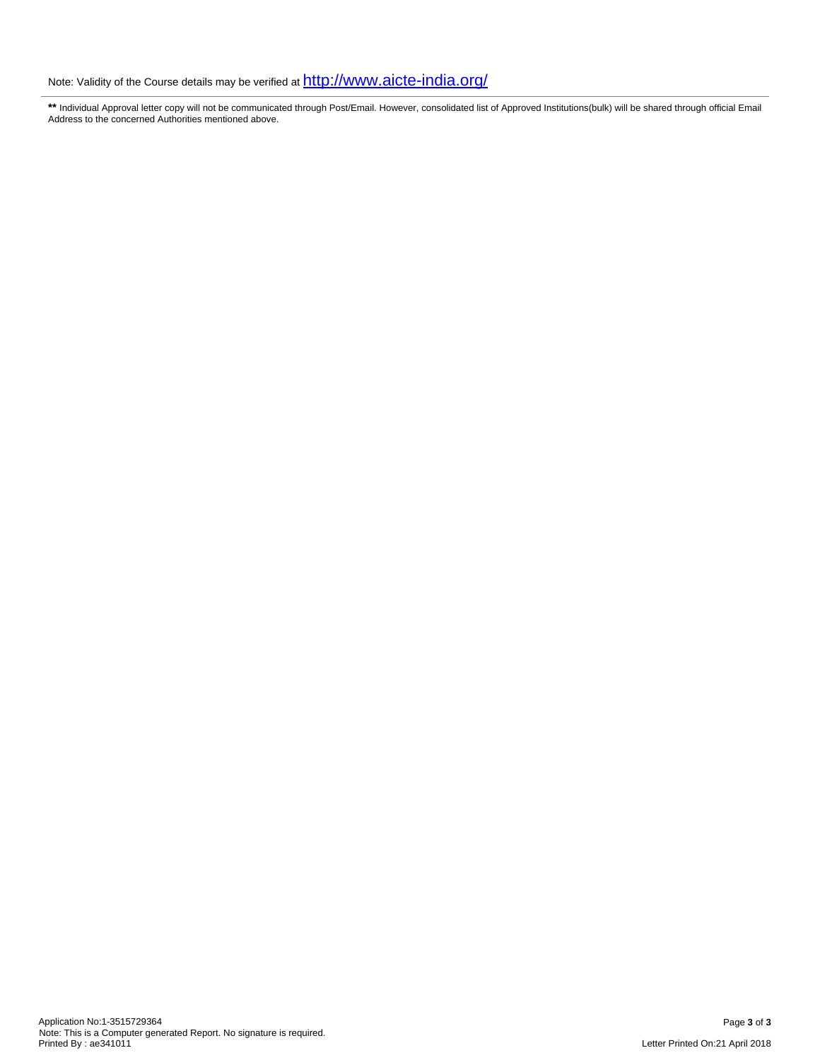Note: Validity of the Course details may be verified at http://www.aicte-india.org/

---

** Individual Approval letter copy will not be communicated through Post/Email. However, consolidated list of Approved Institutions(bulk) will be shared through official Email Address to the concerned Authorities mentioned above.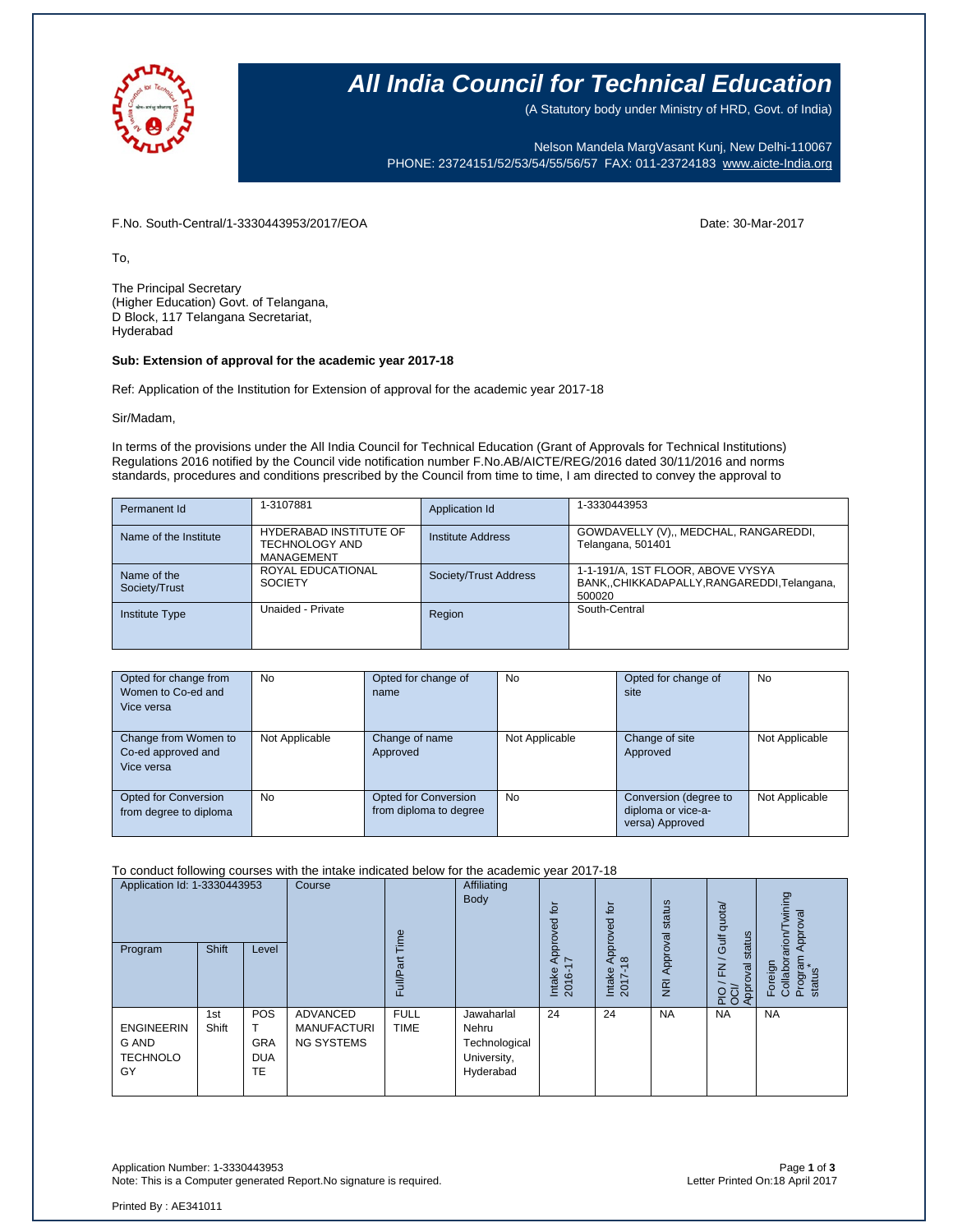# All India Council for Technical Education

(A Statutory body under Ministry of HRD, Govt. of India)

Nelson Mandela MargVasant Kunj, New Delhi-110067
PHONE: 23724151/52/53/54/55/56/57 FAX: 011-23724183 www.aicte-India.org

F.No. South-Central/1-3330443953/2017/EOA

Date: 30-Mar-2017

To,

The Principal Secretary
(Higher Education) Govt. of Telangana,
D Block, 117 Telangana Secretariat,
Hyderabad

**Sub: Extension of approval for the academic year 2017-18**

Ref: Application of the Institution for Extension of approval for the academic year 2017-18

Sir/Madam,

In terms of the provisions under the All India Council for Technical Education (Grant of Approvals for Technical Institutions) Regulations 2016 notified by the Council vide notification number F.No.AB/AICTE/REG/2016 dated 30/11/2016 and norms standards, procedures and conditions prescribed by the Council from time to time, I am directed to convey the approval to

| Permanent Id | 1-3107881 | Application Id | 1-3330443953 |
|---|---|---|---|
| Name of the Institute | HYDERABAD INSTITUTE OF TECHNOLOGY AND MANAGEMENT | Institute Address | GOWDAVELLY (V),, MEDCHAL, RANGAREDDI, Telangana, 501401 |
| Name of the Society/Trust | ROYAL EDUCATIONAL SOCIETY | Society/Trust Address | 1-1-191/A, 1ST FLOOR, ABOVE VYSYA BANK,,CHIKKADAPALLY,RANGAREDDI,Telangana, 500020 |
| Institute Type | Unaided - Private | Region | South-Central |

| Opted for change from Women to Co-ed and Vice versa | No | Opted for change of name | No | Opted for change of site | No |
|---|---|---|---|---|---|
| Change from Women to Co-ed approved and Vice versa | Not Applicable | Change of name Approved | Not Applicable | Change of site Approved | Not Applicable |
| Opted for Conversion from degree to diploma | No | Opted for Conversion from diploma to degree | No | Conversion (degree to diploma or vice-a-versa) Approved | Not Applicable |

To conduct following courses with the intake indicated below for the academic year 2017-18

| Application Id: 1-3330443953 | | | Course | Full/Part Time | Affiliating Body | Intake Approved for 2016-17 | Intake Approved for 2017-18 | NRI Approval status | PIO / FN / Gulf quota/ OCI/ Approval status | Foreign Collaborarion/Twining Program Approval status* |
|---|---|---|---|---|---|---|---|---|---|---|
| Program | Shift | Level | | | | | | | | |
| ENGINEERING AND TECHNOLOGY | 1st Shift | POST GRADUATE | ADVANCED MANUFACTURING SYSTEMS | FULL TIME | Jawaharlal Nehru Technological University, Hyderabad | 24 | 24 | NA | NA | NA |

Application Number: 1-3330443953
Note: This is a Computer generated Report.No signature is required.

Letter Printed On:18 April 2017

Printed By : AE341011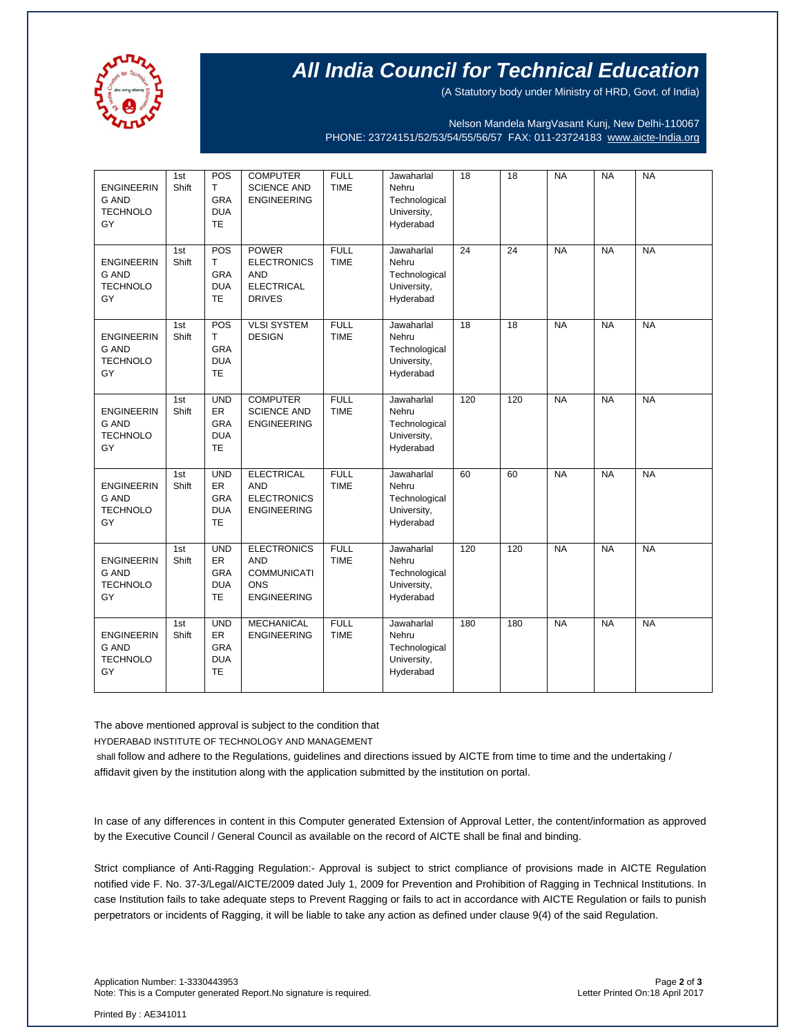# All India Council for Technical Education

(A Statutory body under Ministry of HRD, Govt. of India)

Nelson Mandela MargVasant Kunj, New Delhi-110067
PHONE: 23724151/52/53/54/55/56/57 FAX: 011-23724183 www.aicte-India.org

| | | | | | | | | | | |
|---|---|---|---|---|---|---|---|---|---|---|
| ENGINEERING AND TECHNOLOGY | 1st Shift | POST GRADUATE | COMPUTER SCIENCE AND ENGINEERING | FULL TIME | Jawaharlal Nehru Technological University, Hyderabad | 18 | 18 | NA | NA | NA |
| ENGINEERING AND TECHNOLOGY | 1st Shift | POST GRADUATE | POWER ELECTRONICS AND ELECTRICAL DRIVES | FULL TIME | Jawaharlal Nehru Technological University, Hyderabad | 24 | 24 | NA | NA | NA |
| ENGINEERING AND TECHNOLOGY | 1st Shift | POST GRADUATE | VLSI SYSTEM DESIGN | FULL TIME | Jawaharlal Nehru Technological University, Hyderabad | 18 | 18 | NA | NA | NA |
| ENGINEERING AND TECHNOLOGY | 1st Shift | UNDER GRADUATE | COMPUTER SCIENCE AND ENGINEERING | FULL TIME | Jawaharlal Nehru Technological University, Hyderabad | 120 | 120 | NA | NA | NA |
| ENGINEERING AND TECHNOLOGY | 1st Shift | UNDER GRADUATE | ELECTRICAL AND ELECTRONICS ENGINEERING | FULL TIME | Jawaharlal Nehru Technological University, Hyderabad | 60 | 60 | NA | NA | NA |
| ENGINEERING AND TECHNOLOGY | 1st Shift | UNDER GRADUATE | ELECTRONICS AND COMMUNICATIONS ENGINEERING | FULL TIME | Jawaharlal Nehru Technological University, Hyderabad | 120 | 120 | NA | NA | NA |
| ENGINEERING AND TECHNOLOGY | 1st Shift | UNDER GRADUATE | MECHANICAL ENGINEERING | FULL TIME | Jawaharlal Nehru Technological University, Hyderabad | 180 | 180 | NA | NA | NA |

The above mentioned approval is subject to the condition that

HYDERABAD INSTITUTE OF TECHNOLOGY AND MANAGEMENT

shall follow and adhere to the Regulations, guidelines and directions issued by AICTE from time to time and the undertaking / affidavit given by the institution along with the application submitted by the institution on portal.

In case of any differences in content in this Computer generated Extension of Approval Letter, the content/information as approved by the Executive Council / General Council as available on the record of AICTE shall be final and binding.

Strict compliance of Anti-Ragging Regulation:- Approval is subject to strict compliance of provisions made in AICTE Regulation notified vide F. No. 37-3/Legal/AICTE/2009 dated July 1, 2009 for Prevention and Prohibition of Ragging in Technical Institutions. In case Institution fails to take adequate steps to Prevent Ragging or fails to act in accordance with AICTE Regulation or fails to punish perpetrators or incidents of Ragging, it will be liable to take any action as defined under clause 9(4) of the said Regulation.

Application Number: 1-3330443953
Note: This is a Computer generated Report.No signature is required.

Letter Printed On:18 April 2017

Printed By : AE341011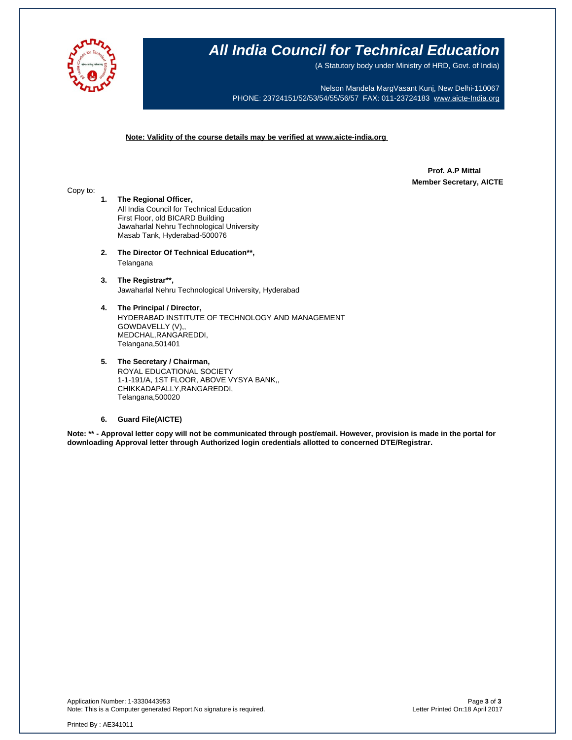# All India Council for Technical Education

(A Statutory body under Ministry of HRD, Govt. of India)

Nelson Mandela MargVasant Kunj, New Delhi-110067
PHONE: 23724151/52/53/54/55/56/57 FAX: 011-23724183 www.aicte-India.org

**Note: Validity of the course details may be verified at www.aicte-india.org**

**Prof. A.P Mittal**
**Member Secretary, AICTE**

Copy to:

1. **The Regional Officer,**
   All India Council for Technical Education
   First Floor, old BICARD Building
   Jawaharlal Nehru Technological University
   Masab Tank, Hyderabad-500076

2. **The Director Of Technical Education\*\*,**
   Telangana

3. **The Registrar\*\*,**
   Jawaharlal Nehru Technological University, Hyderabad

4. **The Principal / Director,**
   HYDERABAD INSTITUTE OF TECHNOLOGY AND MANAGEMENT
   GOWDAVELLY (V),,
   MEDCHAL,RANGAREDDI,
   Telangana,501401

5. **The Secretary / Chairman,**
   ROYAL EDUCATIONAL SOCIETY
   1-1-191/A, 1ST FLOOR, ABOVE VYSYA BANK,,
   CHIKKADAPALLY,RANGAREDDI,
   Telangana,500020

6. **Guard File(AICTE)**

**Note: \*\* - Approval letter copy will not be communicated through post/email. However, provision is made in the portal for downloading Approval letter through Authorized login credentials allotted to concerned DTE/Registrar.**

Application Number: 1-3330443953
Note: This is a Computer generated Report.No signature is required.

Letter Printed On:18 April 2017

Printed By : AE341011